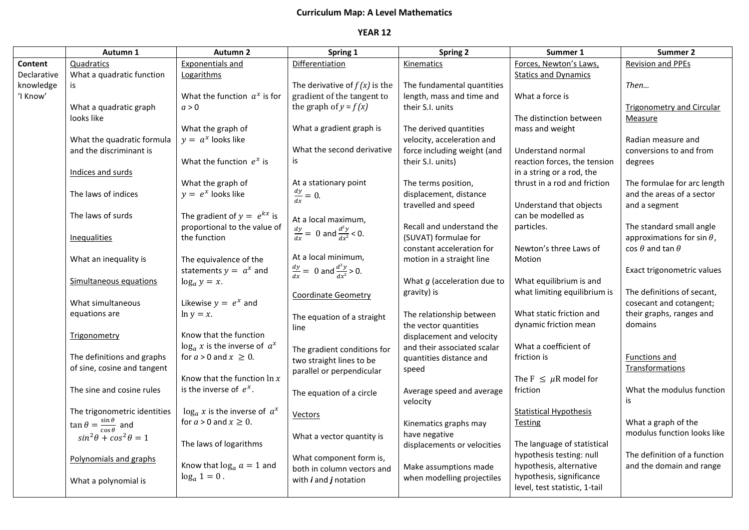# Curriculum Map: A Level Mathematics

## YEAR 12

| | Autumn 1 | Autumn 2 | Spring 1 | Spring 2 | Summer 1 | Summer 2 |
|---|---|---|---|---|---|---|
| **Content** Declarative knowledge 'I Know' | Quadratics<br>What a quadratic function is<br><br>What a quadratic graph looks like<br><br>What the quadratic formula and the discriminant is<br><br>Indices and surds<br><br>The laws of indices<br><br>The laws of surds<br><br>Inequalities<br><br>What an inequality is<br><br>Simultaneous equations<br><br>What simultaneous equations are<br><br>Trigonometry<br><br>The definitions and graphs of sine, cosine and tangent<br><br>The sine and cosine rules<br><br>The trigonometric identities $\tan\theta = \frac{\sin\theta}{\cos\theta}$ and $sin^2\theta + cos^2\theta = 1$<br><br>Polynomials and graphs<br><br>What a polynomial is | Exponentials and Logarithms<br><br>What the function $a^x$ is for $a > 0$<br><br>What the graph of $y = a^x$ looks like<br><br>What the function $e^x$ is<br><br>What the graph of $y = e^x$ looks like<br><br>The gradient of $y = e^{kx}$ is proportional to the value of the function<br><br>The equivalence of the statements $y = a^x$ and $\log_a y = x$.<br><br>Likewise $y = e^x$ and $\ln y = x$.<br><br>Know that the function $\log_a x$ is the inverse of $a^x$ for $a > 0$ and $x \geq 0$.<br><br>Know that the function $\ln x$ is the inverse of $e^x$.<br><br>$\log_a x$ is the inverse of $a^x$ for $a > 0$ and $x \geq 0$.<br><br>The laws of logarithms<br><br>Know that $\log_a a = 1$ and $\log_a 1 = 0$. | Differentiation<br><br>The derivative of $f(x)$ is the gradient of the tangent to the graph of $y = f(x)$<br><br>What a gradient graph is<br><br>What the second derivative is<br><br>At a stationary point $\frac{dy}{dx} = 0$.<br><br>At a local maximum, $\frac{dy}{dx} = 0$ and $\frac{d^2y}{dx^2} < 0$.<br><br>At a local minimum, $\frac{dy}{dx} = 0$ and $\frac{d^2y}{dx^2} > 0$.<br><br>Coordinate Geometry<br><br>The equation of a straight line<br><br>The gradient conditions for two straight lines to be parallel or perpendicular<br><br>The equation of a circle<br><br>Vectors<br><br>What a vector quantity is<br><br>What component form is, both in column vectors and with ***i*** and ***j*** notation | Kinematics<br><br>The fundamental quantities length, mass and time and their S.I. units<br><br>The derived quantities velocity, acceleration and force including weight (and their S.I. units)<br><br>The terms position, displacement, distance travelled and speed<br><br>Recall and understand the (SUVAT) formulae for constant acceleration for motion in a straight line<br><br>What *g* (acceleration due to gravity) is<br><br>The relationship between the vector quantities displacement and velocity and their associated scalar quantities distance and speed<br><br>Average speed and average velocity<br><br>Kinematics graphs may have negative displacements or velocities<br><br>Make assumptions made when modelling projectiles | Forces, Newton's Laws, Statics and Dynamics<br><br>What a force is<br><br>The distinction between mass and weight<br><br>Understand normal reaction forces, the tension in a string or a rod, the thrust in a rod and friction<br><br>Understand that objects can be modelled as particles.<br><br>Newton's three Laws of Motion<br><br>What equilibrium is and what limiting equilibrium is<br><br>What static friction and dynamic friction mean<br><br>What a coefficient of friction is<br><br>The $F \leq \mu R$ model for friction<br><br>Statistical Hypothesis Testing<br><br>The language of statistical hypothesis testing: null hypothesis, alternative hypothesis, significance level, test statistic, 1-tail | Revision and PPEs<br><br>*Then…*<br><br>Trigonometry and Circular Measure<br><br>Radian measure and conversions to and from degrees<br><br>The formulae for arc length and the areas of a sector and a segment<br><br>The standard small angle approximations for $\sin\theta$, $\cos\theta$ and $\tan\theta$<br><br>Exact trigonometric values<br><br>The definitions of secant, cosecant and cotangent; their graphs, ranges and domains<br><br>Functions and Transformations<br><br>What the modulus function is<br><br>What a graph of the modulus function looks like<br><br>The definition of a function and the domain and range |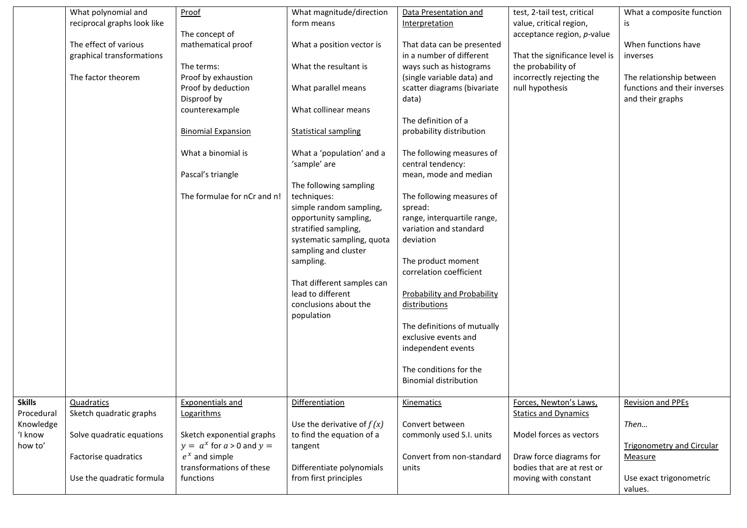| | | | | | | |
|---|---|---|---|---|---|---|
| | What polynomial and reciprocal graphs look like<br><br>The effect of various graphical transformations<br><br>The factor theorem | <u>Proof</u><br><br>The concept of mathematical proof<br><br>The terms:<br>Proof by exhaustion<br>Proof by deduction<br>Disproof by counterexample<br><br><u>Binomial Expansion</u><br><br>What a binomial is<br><br>Pascal's triangle<br><br>The formulae for nCr and n! | What magnitude/direction form means<br><br>What a position vector is<br><br>What the resultant is<br><br>What parallel means<br><br>What collinear means<br><br><u>Statistical sampling</u><br><br>What a 'population' and a 'sample' are<br><br>The following sampling techniques:<br>simple random sampling, opportunity sampling, stratified sampling, systematic sampling, quota sampling and cluster sampling.<br><br>That different samples can lead to different conclusions about the population | <u>Data Presentation and Interpretation</u><br><br>That data can be presented in a number of different ways such as histograms (single variable data) and scatter diagrams (bivariate data)<br><br>The definition of a probability distribution<br><br>The following measures of central tendency:<br>mean, mode and median<br><br>The following measures of spread:<br>range, interquartile range, variation and standard deviation<br><br>The product moment correlation coefficient<br><br><u>Probability and Probability distributions</u><br><br>The definitions of mutually exclusive events and independent events<br><br>The conditions for the Binomial distribution | test, 2-tail test, critical value, critical region, acceptance region, *p*-value<br><br>That the significance level is the probability of incorrectly rejecting the null hypothesis | What a composite function is<br><br>When functions have inverses<br><br>The relationship between functions and their inverses and their graphs |
| **Skills**<br>Procedural Knowledge<br>'I know how to' | <u>Quadratics</u><br>Sketch quadratic graphs<br><br>Solve quadratic equations<br><br>Factorise quadratics<br><br>Use the quadratic formula | <u>Exponentials and Logarithms</u><br><br>Sketch exponential graphs $y = a^x$ for $a > 0$ and $y = e^x$ and simple transformations of these functions | <u>Differentiation</u><br><br>Use the derivative of $f(x)$ to find the equation of a tangent<br><br>Differentiate polynomials from first principles | <u>Kinematics</u><br><br>Convert between commonly used S.I. units<br><br>Convert from non-standard units | <u>Forces, Newton's Laws, Statics and Dynamics</u><br><br>Model forces as vectors<br><br>Draw force diagrams for bodies that are at rest or moving with constant | <u>Revision and PPEs</u><br><br>*Then…*<br><br><u>Trigonometry and Circular Measure</u><br><br>Use exact trigonometric values. |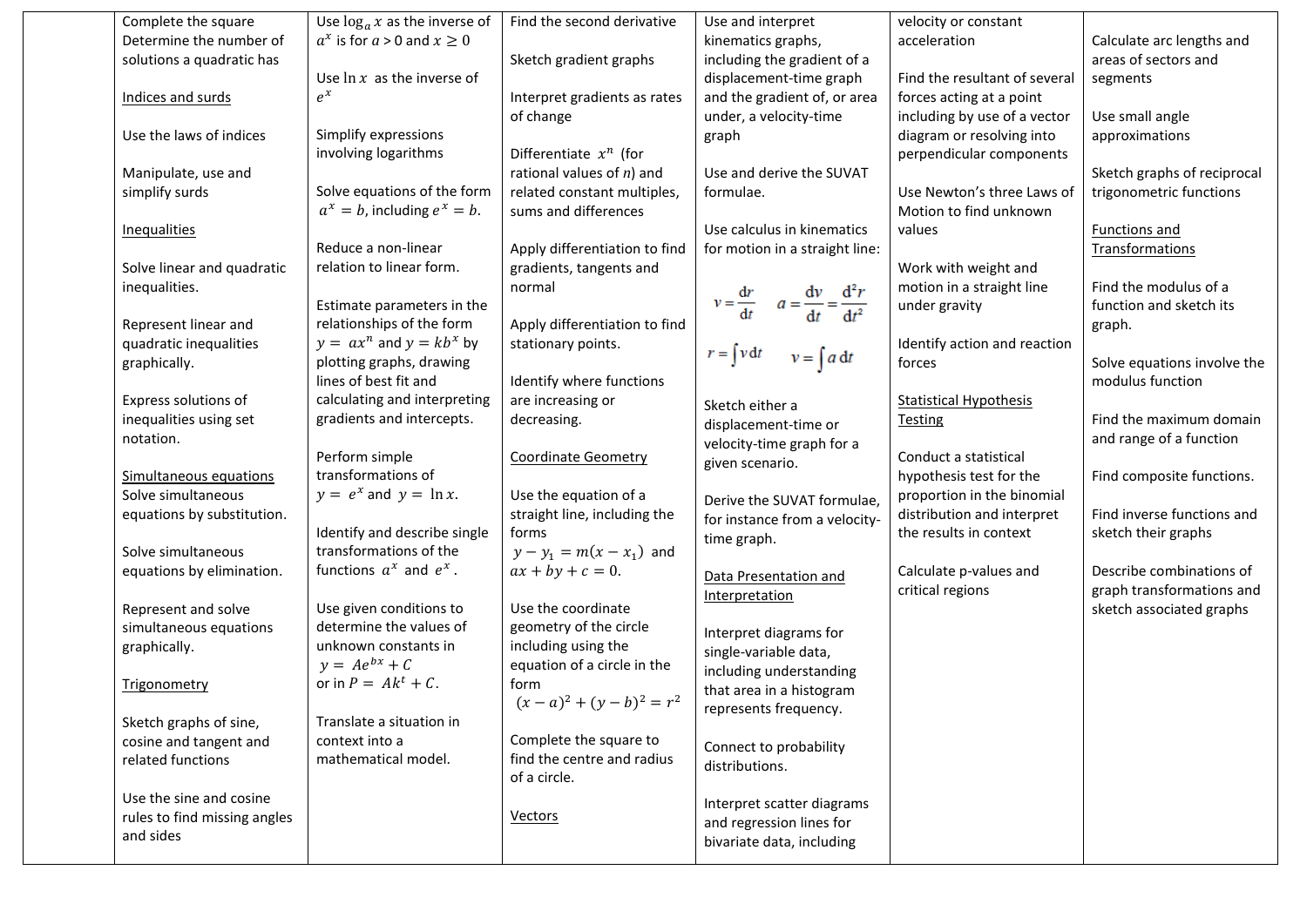| | | | | | | |
|---|---|---|---|---|---|---|
| | Complete the square<br>Determine the number of solutions a quadratic has<br><br><u>Indices and surds</u><br><br>Use the laws of indices<br><br>Manipulate, use and simplify surds<br><br><u>Inequalities</u><br><br>Solve linear and quadratic inequalities.<br><br>Represent linear and quadratic inequalities graphically.<br><br>Express solutions of inequalities using set notation.<br><br><u>Simultaneous equations</u><br>Solve simultaneous equations by substitution.<br><br>Solve simultaneous equations by elimination.<br><br>Represent and solve simultaneous equations graphically.<br><br><u>Trigonometry</u><br><br>Sketch graphs of sine, cosine and tangent and related functions<br><br>Use the sine and cosine rules to find missing angles and sides | Use $\log_a x$ as the inverse of $a^x$ is for $a > 0$ and $x \geq 0$<br><br>Use $\ln x$ as the inverse of $e^x$<br><br>Simplify expressions involving logarithms<br><br>Solve equations of the form $a^x = b$, including $e^x = b$.<br><br>Reduce a non-linear relation to linear form.<br><br>Estimate parameters in the relationships of the form $y = ax^n$ and $y = kb^x$ by plotting graphs, drawing lines of best fit and calculating and interpreting gradients and intercepts.<br><br>Perform simple transformations of $y = e^x$ and $y = \ln x$.<br><br>Identify and describe single transformations of the functions $a^x$ and $e^x$.<br><br>Use given conditions to determine the values of unknown constants in $y = Ae^{bx} + C$ or in $P = Ak^t + C$.<br><br>Translate a situation in context into a mathematical model. | Find the second derivative<br><br>Sketch gradient graphs<br><br>Interpret gradients as rates of change<br><br>Differentiate $x^n$ (for rational values of $n$) and related constant multiples, sums and differences<br><br>Apply differentiation to find gradients, tangents and normal<br><br>Apply differentiation to find stationary points.<br><br>Identify where functions are increasing or decreasing.<br><br><u>Coordinate Geometry</u><br><br>Use the equation of a straight line, including the forms $y - y_1 = m(x - x_1)$ and $ax + by + c = 0$.<br><br>Use the coordinate geometry of the circle including using the equation of a circle in the form $(x - a)^2 + (y - b)^2 = r^2$<br><br>Complete the square to find the centre and radius of a circle.<br><br><u>Vectors</u> | Use and interpret kinematics graphs, including the gradient of a displacement-time graph and the gradient of, or area under, a velocity-time graph<br><br>Use and derive the SUVAT formulae.<br><br>Use calculus in kinematics for motion in a straight line:<br><br>$v = \frac{dr}{dt}$ $a = \frac{dv}{dt} = \frac{d^2r}{dt^2}$<br><br>$r = \int v\,dt$ $v = \int a\,dt$<br><br>Sketch either a displacement-time or velocity-time graph for a given scenario.<br><br>Derive the SUVAT formulae, for instance from a velocity-time graph.<br><br><u>Data Presentation and Interpretation</u><br><br>Interpret diagrams for single-variable data, including understanding that area in a histogram represents frequency.<br><br>Connect to probability distributions.<br><br>Interpret scatter diagrams and regression lines for bivariate data, including | velocity or constant acceleration<br><br>Find the resultant of several forces acting at a point including by use of a vector diagram or resolving into perpendicular components<br><br>Use Newton's three Laws of Motion to find unknown values<br><br>Work with weight and motion in a straight line under gravity<br><br>Identify action and reaction forces<br><br><u>Statistical Hypothesis Testing</u><br><br>Conduct a statistical hypothesis test for the proportion in the binomial distribution and interpret the results in context<br><br>Calculate p-values and critical regions | Calculate arc lengths and areas of sectors and segments<br><br>Use small angle approximations<br><br>Sketch graphs of reciprocal trigonometric functions<br><br><u>Functions and Transformations</u><br><br>Find the modulus of a function and sketch its graph.<br><br>Solve equations involve the modulus function<br><br>Find the maximum domain and range of a function<br><br>Find composite functions.<br><br>Find inverse functions and sketch their graphs<br><br>Describe combinations of graph transformations and sketch associated graphs |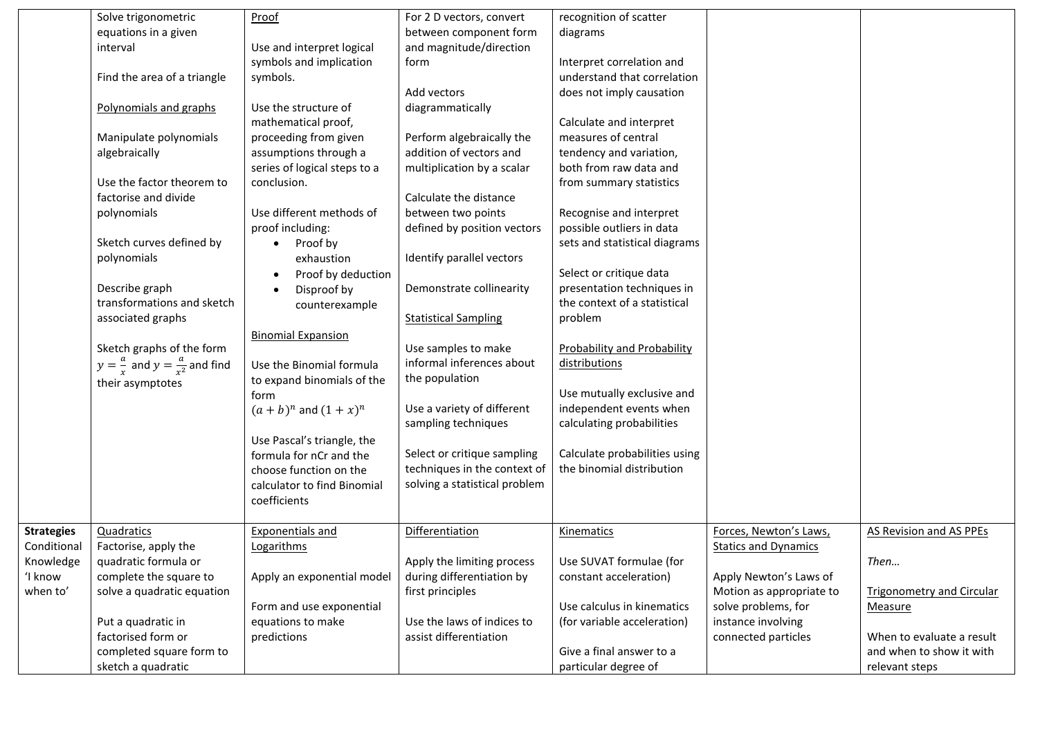| | | | | | | |
|---|---|---|---|---|---|---|
| | Solve trigonometric equations in a given interval<br><br>Find the area of a triangle<br><br><u>Polynomials and graphs</u><br><br>Manipulate polynomials algebraically<br><br>Use the factor theorem to factorise and divide polynomials<br><br>Sketch curves defined by polynomials<br><br>Describe graph transformations and sketch associated graphs<br><br>Sketch graphs of the form $y = \frac{a}{x}$ and $y = \frac{a}{x^2}$ and find their asymptotes | <u>Proof</u><br><br>Use and interpret logical symbols and implication symbols.<br><br>Use the structure of mathematical proof, proceeding from given assumptions through a series of logical steps to a conclusion.<br><br>Use different methods of proof including:<br>• Proof by exhaustion<br>• Proof by deduction<br>• Disproof by counterexample<br><br><u>Binomial Expansion</u><br><br>Use the Binomial formula to expand binomials of the form $(a + b)^n$ and $(1 + x)^n$<br><br>Use Pascal's triangle, the formula for nCr and the choose function on the calculator to find Binomial coefficients | For 2 D vectors, convert between component form and magnitude/direction form<br><br>Add vectors diagrammatically<br><br>Perform algebraically the addition of vectors and multiplication by a scalar<br><br>Calculate the distance between two points defined by position vectors<br><br>Identify parallel vectors<br><br>Demonstrate collinearity<br><br><u>Statistical Sampling</u><br><br>Use samples to make informal inferences about the population<br><br>Use a variety of different sampling techniques<br><br>Select or critique sampling techniques in the context of solving a statistical problem | recognition of scatter diagrams<br><br>Interpret correlation and understand that correlation does not imply causation<br><br>Calculate and interpret measures of central tendency and variation, both from raw data and from summary statistics<br><br>Recognise and interpret possible outliers in data sets and statistical diagrams<br><br>Select or critique data presentation techniques in the context of a statistical problem<br><br><u>Probability and Probability distributions</u><br><br>Use mutually exclusive and independent events when calculating probabilities<br><br>Calculate probabilities using the binomial distribution | | |
| **Strategies** Conditional Knowledge 'I know when to' | <u>Quadratics</u><br>Factorise, apply the quadratic formula or complete the square to solve a quadratic equation<br><br>Put a quadratic in factorised form or completed square form to sketch a quadratic | <u>Exponentials and Logarithms</u><br><br>Apply an exponential model<br><br>Form and use exponential equations to make predictions | <u>Differentiation</u><br><br>Apply the limiting process during differentiation by first principles<br><br>Use the laws of indices to assist differentiation | <u>Kinematics</u><br><br>Use SUVAT formulae (for constant acceleration)<br><br>Use calculus in kinematics (for variable acceleration)<br><br>Give a final answer to a particular degree of | <u>Forces, Newton's Laws, Statics and Dynamics</u><br><br>Apply Newton's Laws of Motion as appropriate to solve problems, for instance involving connected particles | <u>AS Revision and AS PPEs</u><br><br>*Then…*<br><br><u>Trigonometry and Circular Measure</u><br><br>When to evaluate a result and when to show it with relevant steps |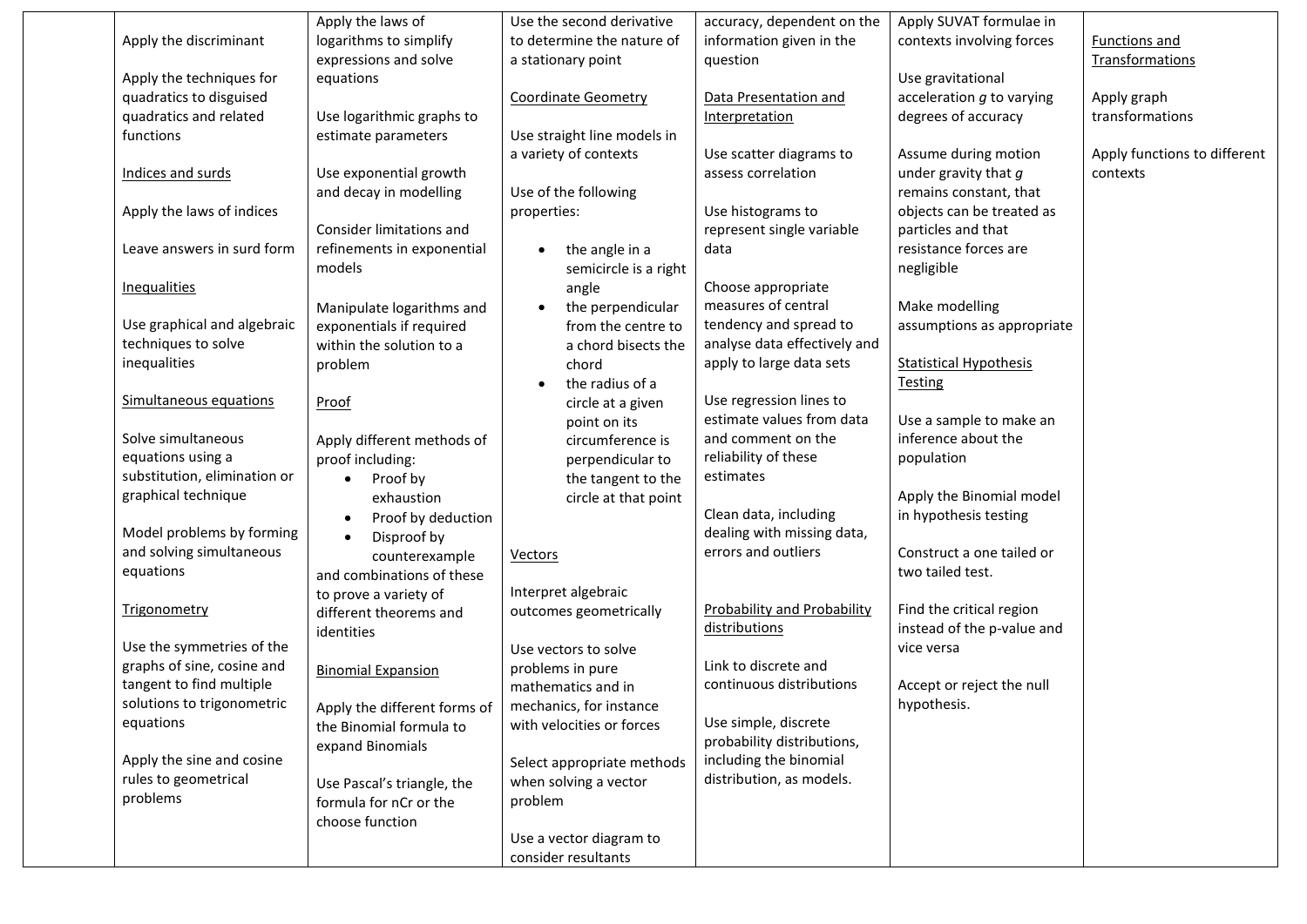| | | | | | | |
|---|---|---|---|---|---|---|
| | Apply the discriminant<br><br>Apply the techniques for quadratics to disguised quadratics and related functions<br><br><u>Indices and surds</u><br><br>Apply the laws of indices<br><br>Leave answers in surd form<br><br><u>Inequalities</u><br><br>Use graphical and algebraic techniques to solve inequalities<br><br><u>Simultaneous equations</u><br><br>Solve simultaneous equations using a substitution, elimination or graphical technique<br><br>Model problems by forming and solving simultaneous equations<br><br><u>Trigonometry</u><br><br>Use the symmetries of the graphs of sine, cosine and tangent to find multiple solutions to trigonometric equations<br><br>Apply the sine and cosine rules to geometrical problems | Apply the laws of logarithms to simplify expressions and solve equations<br><br>Use logarithmic graphs to estimate parameters<br><br>Use exponential growth and decay in modelling<br><br>Consider limitations and refinements in exponential models<br><br>Manipulate logarithms and exponentials if required within the solution to a problem<br><br><u>Proof</u><br><br>Apply different methods of proof including:<br>• Proof by exhaustion<br>• Proof by deduction<br>• Disproof by counterexample<br>and combinations of these to prove a variety of different theorems and identities<br><br><u>Binomial Expansion</u><br><br>Apply the different forms of the Binomial formula to expand Binomials<br><br>Use Pascal's triangle, the formula for nCr or the choose function | Use the second derivative to determine the nature of a stationary point<br><br><u>Coordinate Geometry</u><br><br>Use straight line models in a variety of contexts<br><br>Use of the following properties:<br>• the angle in a semicircle is a right angle<br>• the perpendicular from the centre to a chord bisects the chord<br>• the radius of a circle at a given point on its circumference is perpendicular to the tangent to the circle at that point<br><br><u>Vectors</u><br><br>Interpret algebraic outcomes geometrically<br><br>Use vectors to solve problems in pure mathematics and in mechanics, for instance with velocities or forces<br><br>Select appropriate methods when solving a vector problem<br><br>Use a vector diagram to consider resultants | accuracy, dependent on the information given in the question<br><br><u>Data Presentation and Interpretation</u><br><br>Use scatter diagrams to assess correlation<br><br>Use histograms to represent single variable data<br><br>Choose appropriate measures of central tendency and spread to analyse data effectively and apply to large data sets<br><br>Use regression lines to estimate values from data and comment on the reliability of these estimates<br><br>Clean data, including dealing with missing data, errors and outliers<br><br><u>Probability and Probability distributions</u><br><br>Link to discrete and continuous distributions<br><br>Use simple, discrete probability distributions, including the binomial distribution, as models. | Apply SUVAT formulae in contexts involving forces<br><br>Use gravitational acceleration *g* to varying degrees of accuracy<br><br>Assume during motion under gravity that *g* remains constant, that objects can be treated as particles and that resistance forces are negligible<br><br>Make modelling assumptions as appropriate<br><br><u>Statistical Hypothesis Testing</u><br><br>Use a sample to make an inference about the population<br><br>Apply the Binomial model in hypothesis testing<br><br>Construct a one tailed or two tailed test.<br><br>Find the critical region instead of the p-value and vice versa<br><br>Accept or reject the null hypothesis. | <u>Functions and Transformations</u><br><br>Apply graph transformations<br><br>Apply functions to different contexts |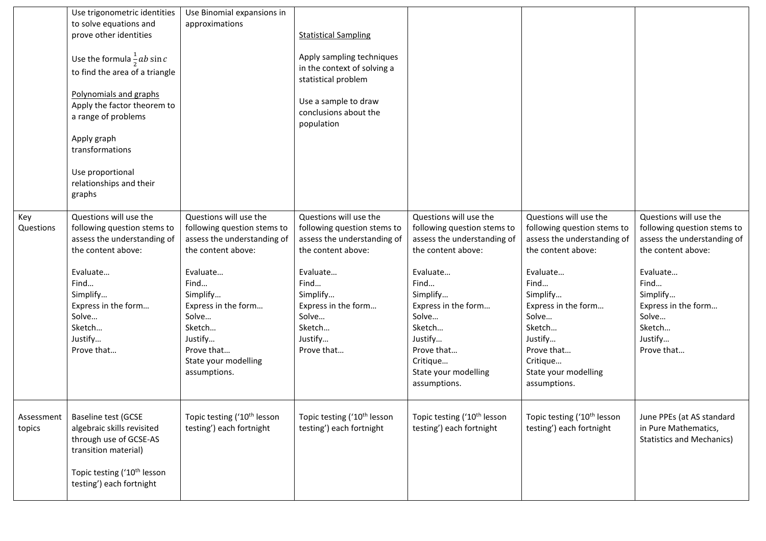| | | | | | | |
|---|---|---|---|---|---|---|
| | Use trigonometric identities to solve equations and prove other identities<br><br>Use the formula $\frac{1}{2}ab\sin c$ to find the area of a triangle<br><br>Polynomials and graphs<br>Apply the factor theorem to a range of problems<br><br>Apply graph transformations<br><br>Use proportional relationships and their graphs | Use Binomial expansions in approximations | Statistical Sampling<br><br>Apply sampling techniques in the context of solving a statistical problem<br><br>Use a sample to draw conclusions about the population | | | |
| Key Questions | Questions will use the following question stems to assess the understanding of the content above:<br><br>Evaluate…<br>Find…<br>Simplify…<br>Express in the form…<br>Solve…<br>Sketch…<br>Justify…<br>Prove that… | Questions will use the following question stems to assess the understanding of the content above:<br><br>Evaluate…<br>Find…<br>Simplify…<br>Express in the form…<br>Solve…<br>Sketch…<br>Justify…<br>Prove that…<br>State your modelling assumptions. | Questions will use the following question stems to assess the understanding of the content above:<br><br>Evaluate…<br>Find…<br>Simplify…<br>Express in the form…<br>Solve…<br>Sketch…<br>Justify…<br>Prove that… | Questions will use the following question stems to assess the understanding of the content above:<br><br>Evaluate…<br>Find…<br>Simplify…<br>Express in the form…<br>Solve…<br>Sketch…<br>Justify…<br>Prove that…<br>Critique…<br>State your modelling assumptions. | Questions will use the following question stems to assess the understanding of the content above:<br><br>Evaluate…<br>Find…<br>Simplify…<br>Express in the form…<br>Solve…<br>Sketch…<br>Justify…<br>Prove that…<br>Critique…<br>State your modelling assumptions. | Questions will use the following question stems to assess the understanding of the content above:<br><br>Evaluate…<br>Find…<br>Simplify…<br>Express in the form…<br>Solve…<br>Sketch…<br>Justify…<br>Prove that… |
| Assessment topics | Baseline test (GCSE algebraic skills revisited through use of GCSE-AS transition material)<br><br>Topic testing ('10th lesson testing') each fortnight | Topic testing ('10th lesson testing') each fortnight | Topic testing ('10th lesson testing') each fortnight | Topic testing ('10th lesson testing') each fortnight | Topic testing ('10th lesson testing') each fortnight | June PPEs (at AS standard in Pure Mathematics, Statistics and Mechanics) |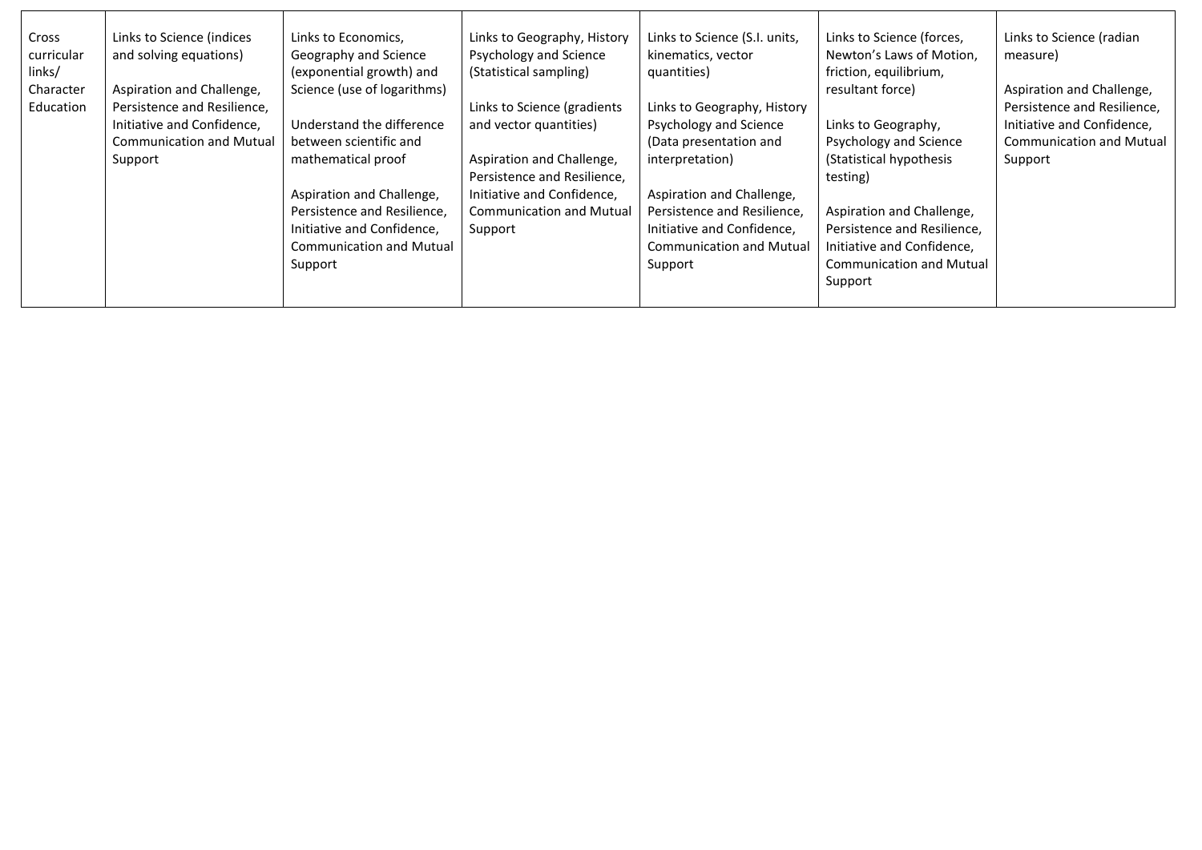| | | | | | | |
|---|---|---|---|---|---|---|
| Cross curricular links/ Character Education | Links to Science (indices and solving equations)<br><br>Aspiration and Challenge, Persistence and Resilience, Initiative and Confidence, Communication and Mutual Support | Links to Economics, Geography and Science (exponential growth) and Science (use of logarithms)<br><br>Understand the difference between scientific and mathematical proof<br><br>Aspiration and Challenge, Persistence and Resilience, Initiative and Confidence, Communication and Mutual Support | Links to Geography, History Psychology and Science (Statistical sampling)<br><br>Links to Science (gradients and vector quantities)<br><br>Aspiration and Challenge, Persistence and Resilience, Initiative and Confidence, Communication and Mutual Support | Links to Science (S.I. units, kinematics, vector quantities)<br><br>Links to Geography, History Psychology and Science (Data presentation and interpretation)<br><br>Aspiration and Challenge, Persistence and Resilience, Initiative and Confidence, Communication and Mutual Support | Links to Science (forces, Newton's Laws of Motion, friction, equilibrium, resultant force)<br><br>Links to Geography, Psychology and Science (Statistical hypothesis testing)<br><br>Aspiration and Challenge, Persistence and Resilience, Initiative and Confidence, Communication and Mutual Support | Links to Science (radian measure)<br><br>Aspiration and Challenge, Persistence and Resilience, Initiative and Confidence, Communication and Mutual Support |